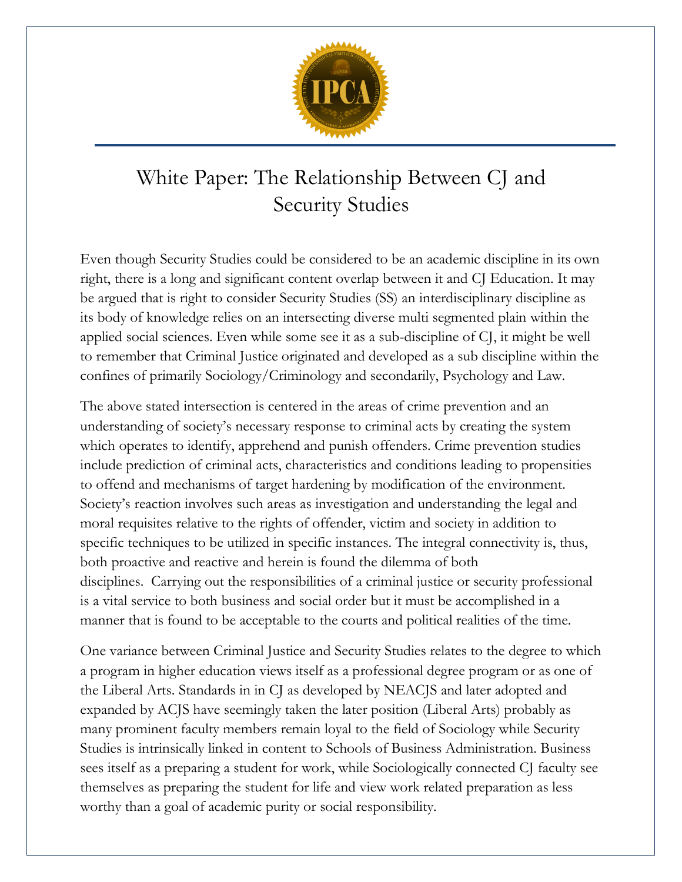# White Paper: The Relationship Between CJ and Security Studies

Even though Security Studies could be considered to be an academic discipline in its own right, there is a long and significant content overlap between it and CJ Education. It may be argued that is right to consider Security Studies (SS) an interdisciplinary discipline as its body of knowledge relies on an intersecting diverse multi segmented plain within the applied social sciences. Even while some see it as a sub-discipline of CJ, it might be well to remember that Criminal Justice originated and developed as a sub discipline within the confines of primarily Sociology/Criminology and secondarily, Psychology and Law.

The above stated intersection is centered in the areas of crime prevention and an understanding of society's necessary response to criminal acts by creating the system which operates to identify, apprehend and punish offenders. Crime prevention studies include prediction of criminal acts, characteristics and conditions leading to propensities to offend and mechanisms of target hardening by modification of the environment. Society's reaction involves such areas as investigation and understanding the legal and moral requisites relative to the rights of offender, victim and society in addition to specific techniques to be utilized in specific instances. The integral connectivity is, thus, both proactive and reactive and herein is found the dilemma of both disciplines. Carrying out the responsibilities of a criminal justice or security professional is a vital service to both business and social order but it must be accomplished in a manner that is found to be acceptable to the courts and political realities of the time.

One variance between Criminal Justice and Security Studies relates to the degree to which a program in higher education views itself as a professional degree program or as one of the Liberal Arts. Standards in in CJ as developed by NEACJS and later adopted and expanded by ACJS have seemingly taken the later position (Liberal Arts) probably as many prominent faculty members remain loyal to the field of Sociology while Security Studies is intrinsically linked in content to Schools of Business Administration. Business sees itself as a preparing a student for work, while Sociologically connected CJ faculty see themselves as preparing the student for life and view work related preparation as less worthy than a goal of academic purity or social responsibility.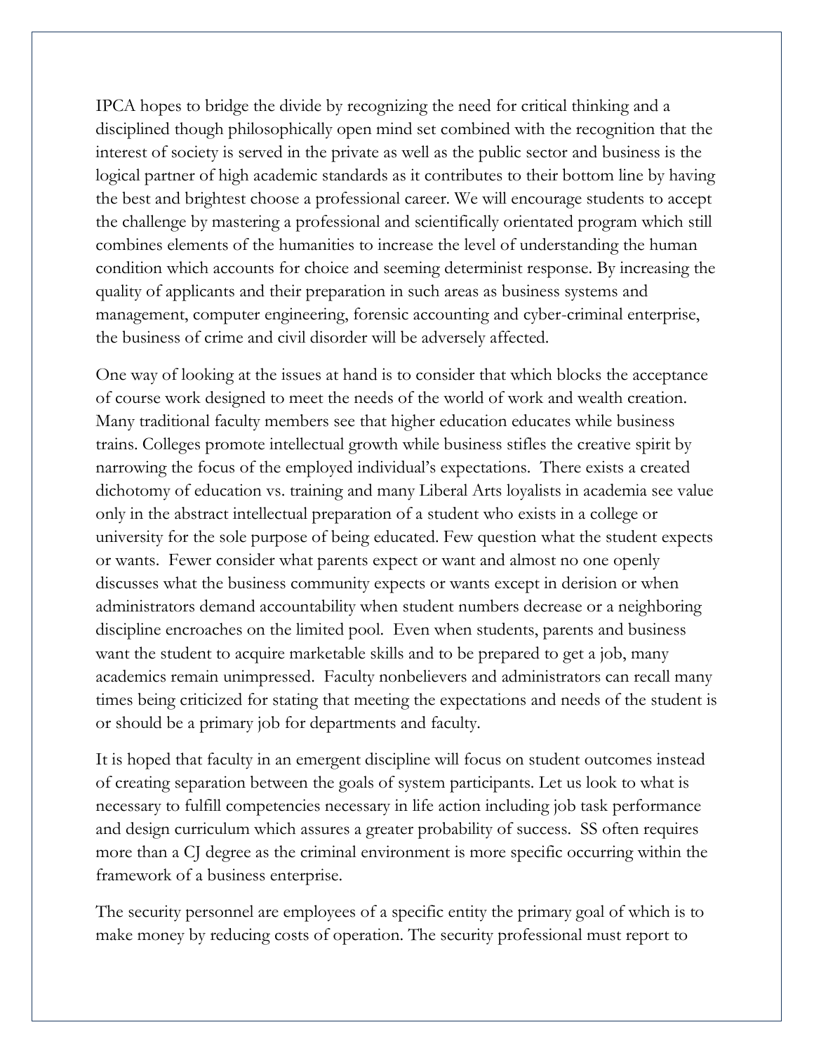IPCA hopes to bridge the divide by recognizing the need for critical thinking and a disciplined though philosophically open mind set combined with the recognition that the interest of society is served in the private as well as the public sector and business is the logical partner of high academic standards as it contributes to their bottom line by having the best and brightest choose a professional career. We will encourage students to accept the challenge by mastering a professional and scientifically orientated program which still combines elements of the humanities to increase the level of understanding the human condition which accounts for choice and seeming determinist response. By increasing the quality of applicants and their preparation in such areas as business systems and management, computer engineering, forensic accounting and cyber-criminal enterprise, the business of crime and civil disorder will be adversely affected.

One way of looking at the issues at hand is to consider that which blocks the acceptance of course work designed to meet the needs of the world of work and wealth creation. Many traditional faculty members see that higher education educates while business trains. Colleges promote intellectual growth while business stifles the creative spirit by narrowing the focus of the employed individual's expectations. There exists a created dichotomy of education vs. training and many Liberal Arts loyalists in academia see value only in the abstract intellectual preparation of a student who exists in a college or university for the sole purpose of being educated. Few question what the student expects or wants. Fewer consider what parents expect or want and almost no one openly discusses what the business community expects or wants except in derision or when administrators demand accountability when student numbers decrease or a neighboring discipline encroaches on the limited pool. Even when students, parents and business want the student to acquire marketable skills and to be prepared to get a job, many academics remain unimpressed. Faculty nonbelievers and administrators can recall many times being criticized for stating that meeting the expectations and needs of the student is or should be a primary job for departments and faculty.

It is hoped that faculty in an emergent discipline will focus on student outcomes instead of creating separation between the goals of system participants. Let us look to what is necessary to fulfill competencies necessary in life action including job task performance and design curriculum which assures a greater probability of success. SS often requires more than a CJ degree as the criminal environment is more specific occurring within the framework of a business enterprise.

The security personnel are employees of a specific entity the primary goal of which is to make money by reducing costs of operation. The security professional must report to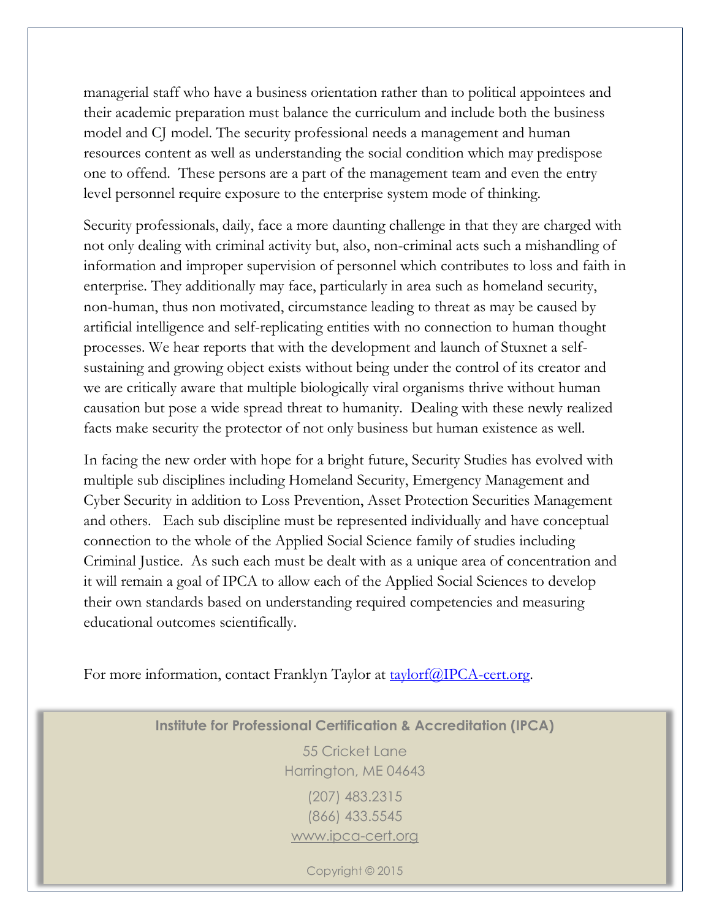managerial staff who have a business orientation rather than to political appointees and their academic preparation must balance the curriculum and include both the business model and CJ model. The security professional needs a management and human resources content as well as understanding the social condition which may predispose one to offend. These persons are a part of the management team and even the entry level personnel require exposure to the enterprise system mode of thinking.

Security professionals, daily, face a more daunting challenge in that they are charged with not only dealing with criminal activity but, also, non-criminal acts such a mishandling of information and improper supervision of personnel which contributes to loss and faith in enterprise. They additionally may face, particularly in area such as homeland security, non-human, thus non motivated, circumstance leading to threat as may be caused by artificial intelligence and self-replicating entities with no connection to human thought processes. We hear reports that with the development and launch of Stuxnet a self-sustaining and growing object exists without being under the control of its creator and we are critically aware that multiple biologically viral organisms thrive without human causation but pose a wide spread threat to humanity. Dealing with these newly realized facts make security the protector of not only business but human existence as well.

In facing the new order with hope for a bright future, Security Studies has evolved with multiple sub disciplines including Homeland Security, Emergency Management and Cyber Security in addition to Loss Prevention, Asset Protection Securities Management and others. Each sub discipline must be represented individually and have conceptual connection to the whole of the Applied Social Science family of studies including Criminal Justice. As such each must be dealt with as a unique area of concentration and it will remain a goal of IPCA to allow each of the Applied Social Sciences to develop their own standards based on understanding required competencies and measuring educational outcomes scientifically.

For more information, contact Franklyn Taylor at [taylorf@IPCA-cert.org](mailto:taylorf@IPCA-cert.org).

**Institute for Professional Certification & Accreditation (IPCA)**

55 Cricket Lane
Harrington, ME 04643

(207) 483.2315
(866) 433.5545
[www.ipca-cert.org](http://www.ipca-cert.org)

Copyright © 2015